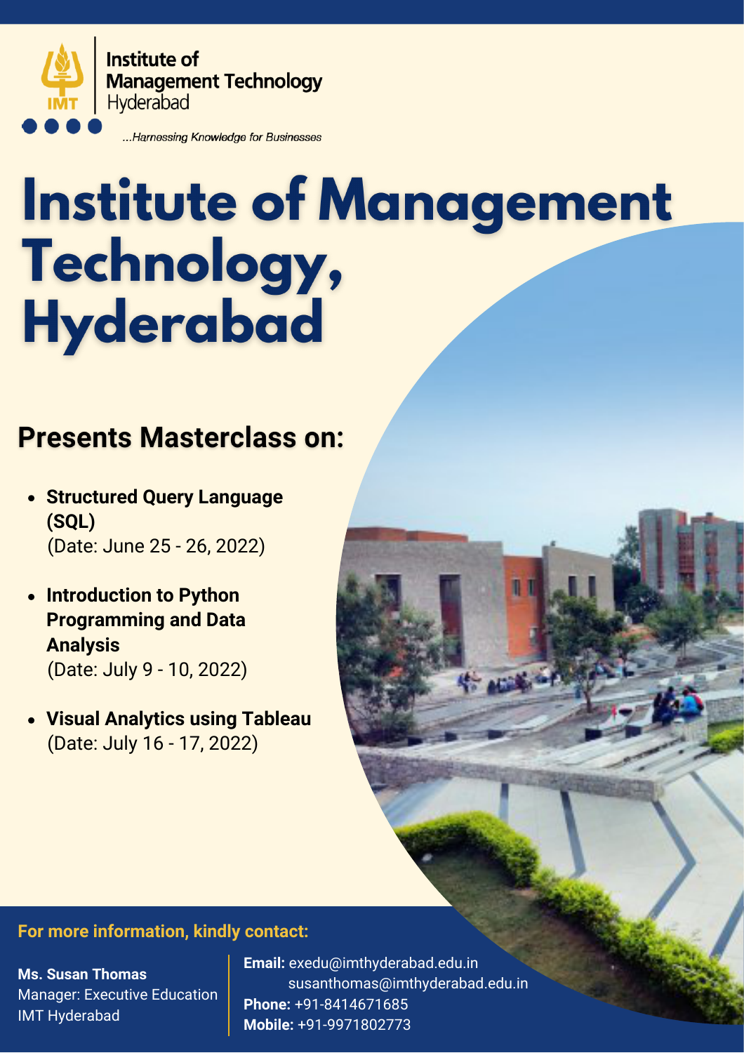Institute of
Management Technology
Hyderabad

*...Harnessing Knowledge for Businesses*

# Institute of Management Technology, Hyderabad

## Presents Masterclass on:

- **Structured Query Language (SQL)**
  (Date: June 25 - 26, 2022)
- **Introduction to Python Programming and Data Analysis**
  (Date: July 9 - 10, 2022)
- **Visual Analytics using Tableau**
  (Date: July 16 - 17, 2022)

**For more information, kindly contact:**

**Ms. Susan Thomas**
Manager: Executive Education
IMT Hyderabad

**Email:** exedu@imthyderabad.edu.in
susanthomas@imthyderabad.edu.in
**Phone:** +91-8414671685
**Mobile:** +91-9971802773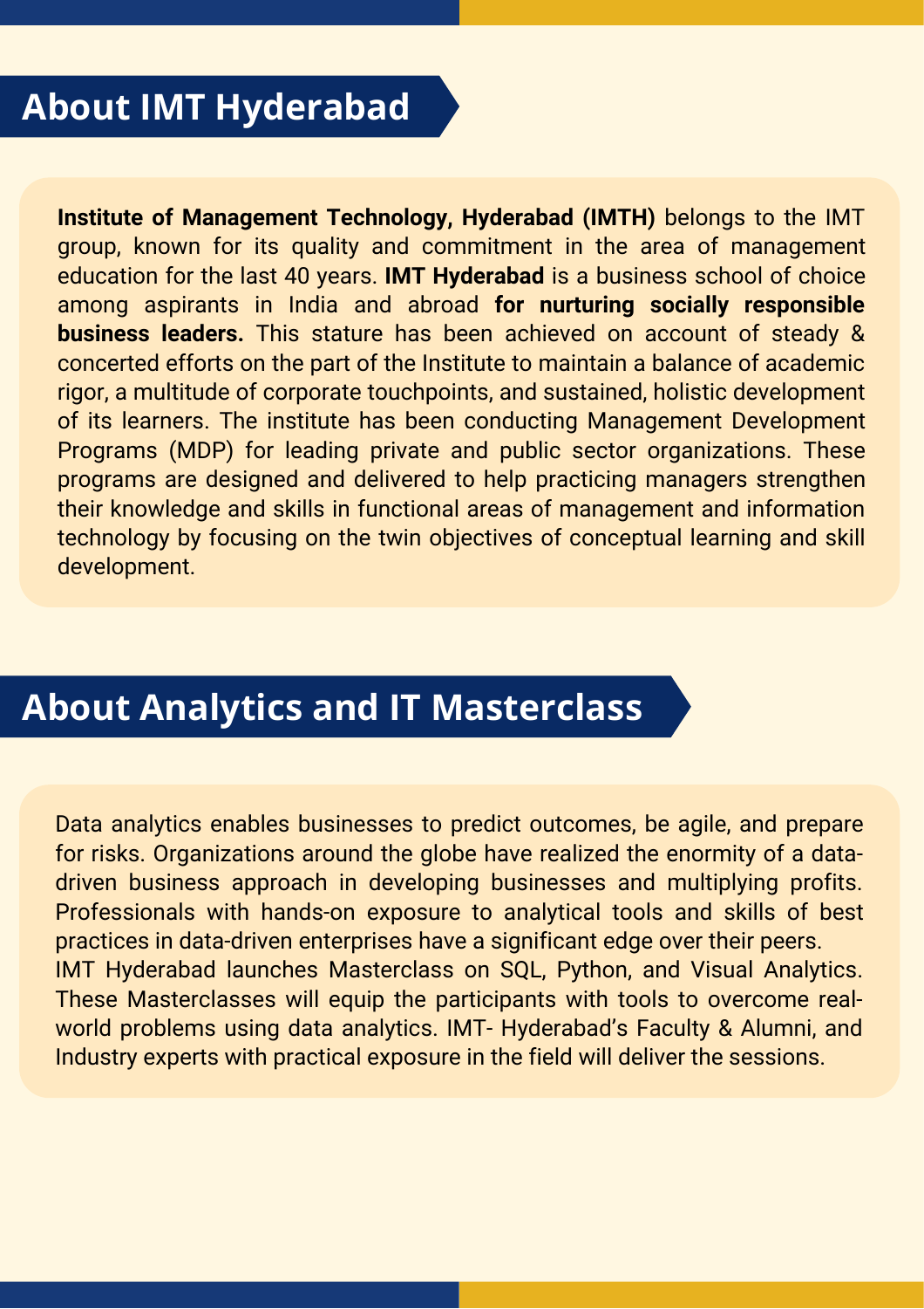## About IMT Hyderabad

**Institute of Management Technology, Hyderabad (IMTH)** belongs to the IMT group, known for its quality and commitment in the area of management education for the last 40 years. **IMT Hyderabad** is a business school of choice among aspirants in India and abroad **for nurturing socially responsible business leaders.** This stature has been achieved on account of steady & concerted efforts on the part of the Institute to maintain a balance of academic rigor, a multitude of corporate touchpoints, and sustained, holistic development of its learners. The institute has been conducting Management Development Programs (MDP) for leading private and public sector organizations. These programs are designed and delivered to help practicing managers strengthen their knowledge and skills in functional areas of management and information technology by focusing on the twin objectives of conceptual learning and skill development.

## About Analytics and IT Masterclass

Data analytics enables businesses to predict outcomes, be agile, and prepare for risks. Organizations around the globe have realized the enormity of a data-driven business approach in developing businesses and multiplying profits. Professionals with hands-on exposure to analytical tools and skills of best practices in data-driven enterprises have a significant edge over their peers.
IMT Hyderabad launches Masterclass on SQL, Python, and Visual Analytics. These Masterclasses will equip the participants with tools to overcome real-world problems using data analytics. IMT- Hyderabad's Faculty & Alumni, and Industry experts with practical exposure in the field will deliver the sessions.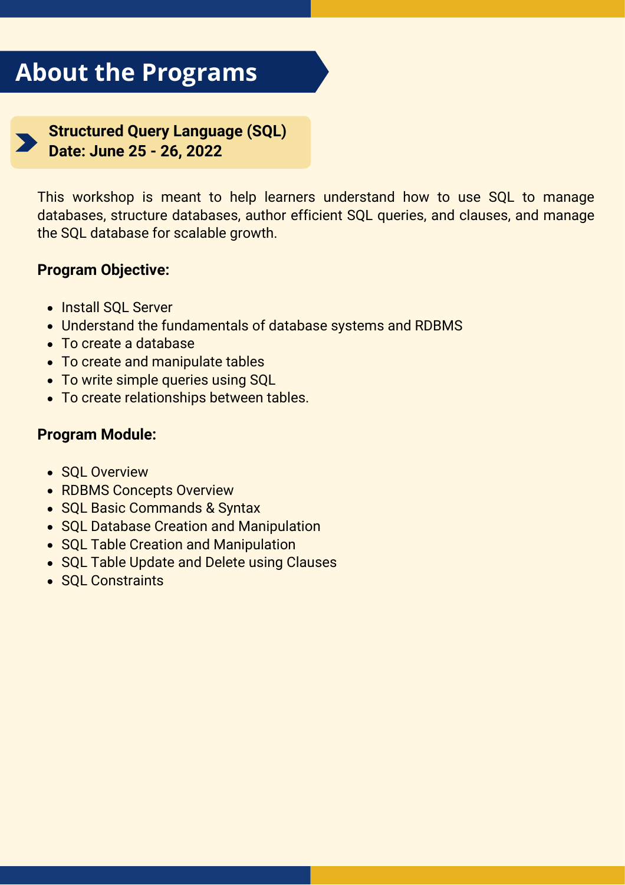# About the Programs

**Structured Query Language (SQL)**
**Date: June 25 - 26, 2022**

This workshop is meant to help learners understand how to use SQL to manage databases, structure databases, author efficient SQL queries, and clauses, and manage the SQL database for scalable growth.

**Program Objective:**

- Install SQL Server
- Understand the fundamentals of database systems and RDBMS
- To create a database
- To create and manipulate tables
- To write simple queries using SQL
- To create relationships between tables.

**Program Module:**

- SQL Overview
- RDBMS Concepts Overview
- SQL Basic Commands & Syntax
- SQL Database Creation and Manipulation
- SQL Table Creation and Manipulation
- SQL Table Update and Delete using Clauses
- SQL Constraints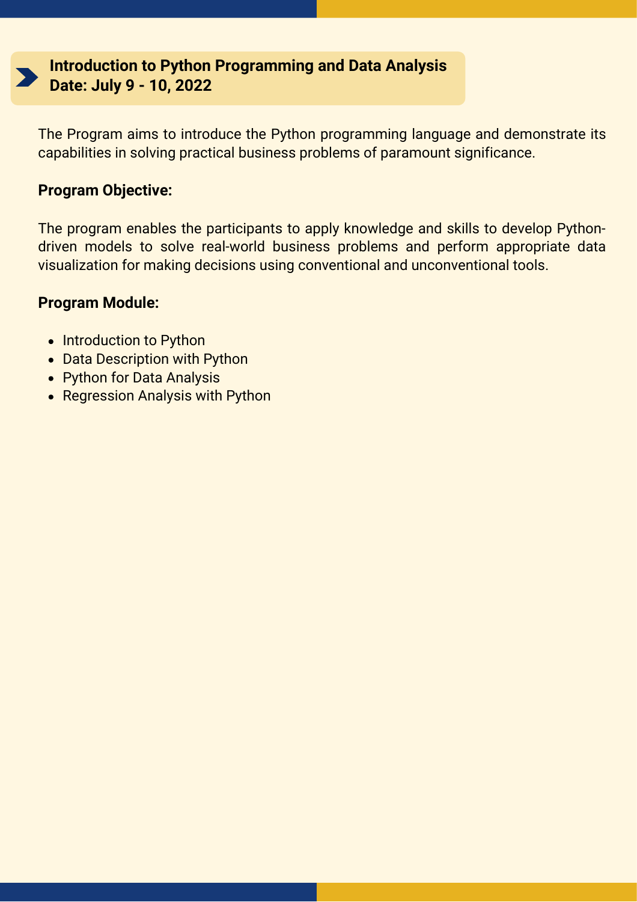## Introduction to Python Programming and Data Analysis
**Date: July 9 - 10, 2022**

The Program aims to introduce the Python programming language and demonstrate its capabilities in solving practical business problems of paramount significance.

**Program Objective:**

The program enables the participants to apply knowledge and skills to develop Python-driven models to solve real-world business problems and perform appropriate data visualization for making decisions using conventional and unconventional tools.

**Program Module:**

- Introduction to Python
- Data Description with Python
- Python for Data Analysis
- Regression Analysis with Python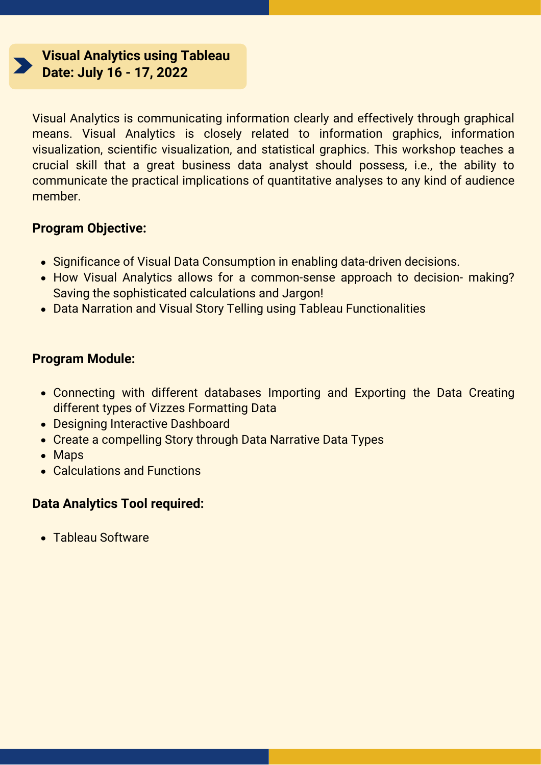## Visual Analytics using Tableau
## Date: July 16 - 17, 2022

Visual Analytics is communicating information clearly and effectively through graphical means. Visual Analytics is closely related to information graphics, information visualization, scientific visualization, and statistical graphics. This workshop teaches a crucial skill that a great business data analyst should possess, i.e., the ability to communicate the practical implications of quantitative analyses to any kind of audience member.

**Program Objective:**

- Significance of Visual Data Consumption in enabling data-driven decisions.
- How Visual Analytics allows for a common-sense approach to decision- making? Saving the sophisticated calculations and Jargon!
- Data Narration and Visual Story Telling using Tableau Functionalities

**Program Module:**

- Connecting with different databases Importing and Exporting the Data Creating different types of Vizzes Formatting Data
- Designing Interactive Dashboard
- Create a compelling Story through Data Narrative Data Types
- Maps
- Calculations and Functions

**Data Analytics Tool required:**

- Tableau Software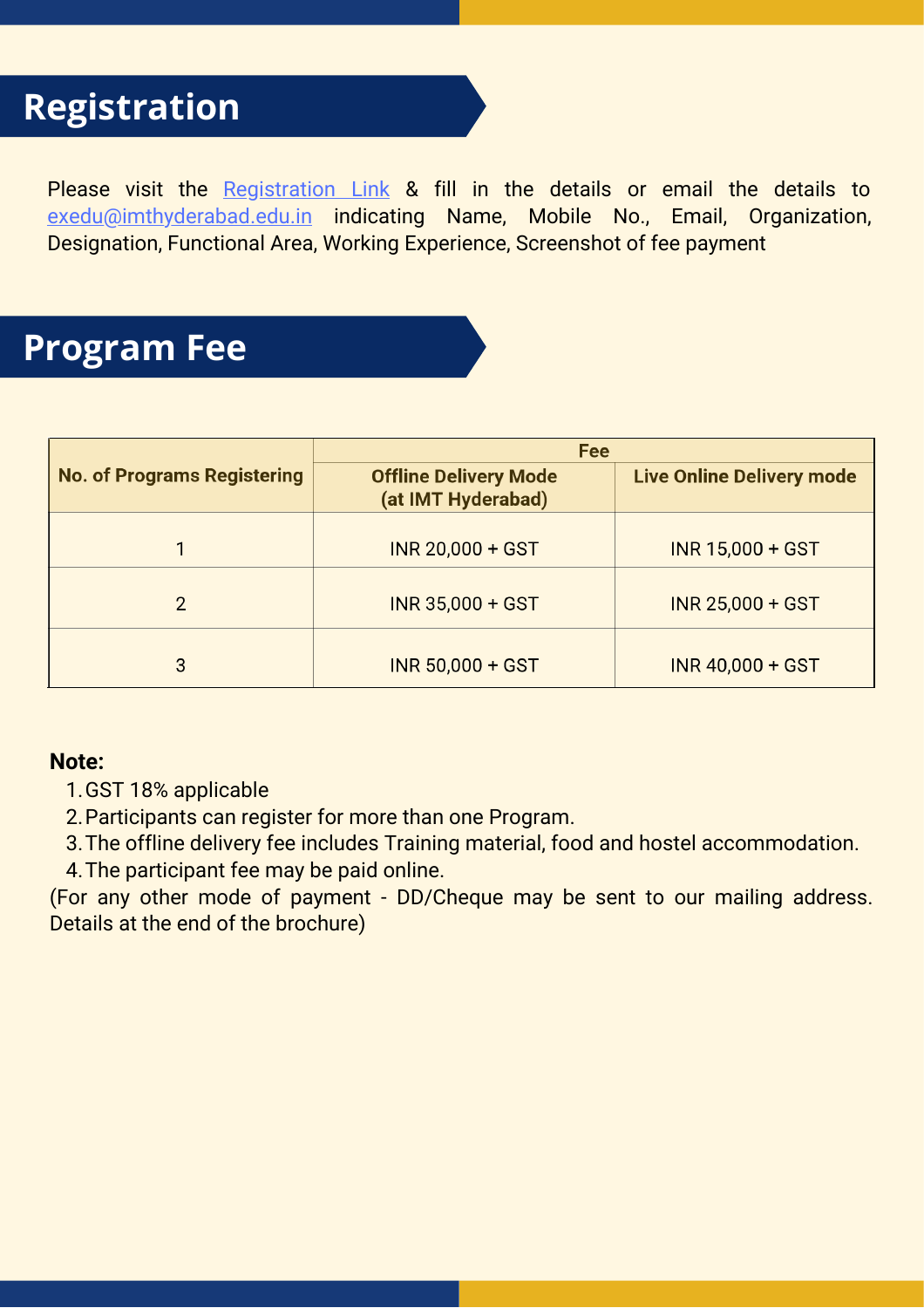# Registration

Please visit the Registration Link & fill in the details or email the details to exedu@imthyderabad.edu.in indicating Name, Mobile No., Email, Organization, Designation, Functional Area, Working Experience, Screenshot of fee payment

# Program Fee

| No. of Programs Registering | Fee | |
|---|---|---|
| | Offline Delivery Mode (at IMT Hyderabad) | Live Online Delivery mode |
| 1 | INR 20,000 + GST | INR 15,000 + GST |
| 2 | INR 35,000 + GST | INR 25,000 + GST |
| 3 | INR 50,000 + GST | INR 40,000 + GST |

**Note:**

1. GST 18% applicable
2. Participants can register for more than one Program.
3. The offline delivery fee includes Training material, food and hostel accommodation.
4. The participant fee may be paid online.

(For any other mode of payment - DD/Cheque may be sent to our mailing address. Details at the end of the brochure)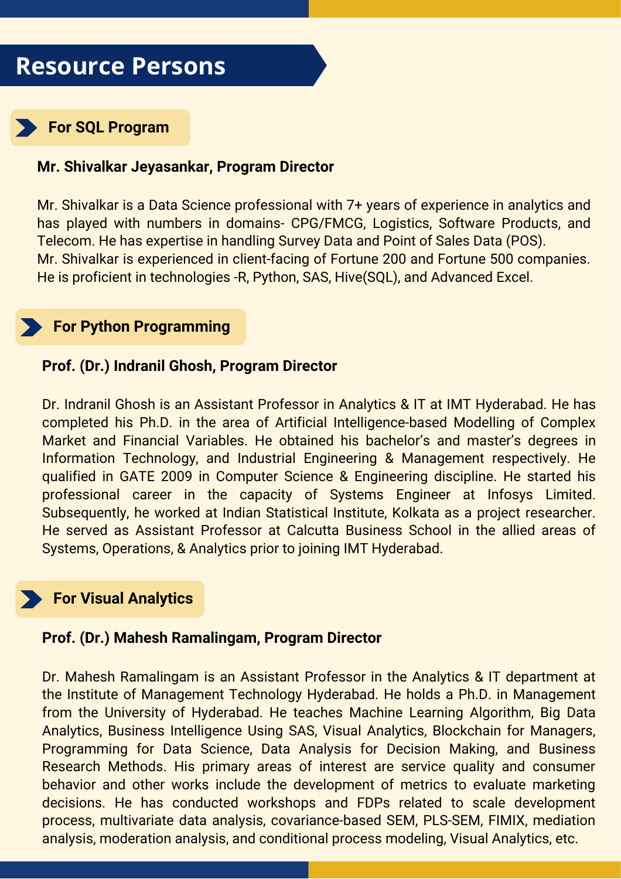# Resource Persons

## For SQL Program

**Mr. Shivalkar Jeyasankar, Program Director**

Mr. Shivalkar is a Data Science professional with 7+ years of experience in analytics and has played with numbers in domains- CPG/FMCG, Logistics, Software Products, and Telecom. He has expertise in handling Survey Data and Point of Sales Data (POS).
Mr. Shivalkar is experienced in client-facing of Fortune 200 and Fortune 500 companies. He is proficient in technologies -R, Python, SAS, Hive(SQL), and Advanced Excel.

## For Python Programming

**Prof. (Dr.) Indranil Ghosh, Program Director**

Dr. Indranil Ghosh is an Assistant Professor in Analytics & IT at IMT Hyderabad. He has completed his Ph.D. in the area of Artificial Intelligence-based Modelling of Complex Market and Financial Variables. He obtained his bachelor's and master's degrees in Information Technology, and Industrial Engineering & Management respectively. He qualified in GATE 2009 in Computer Science & Engineering discipline. He started his professional career in the capacity of Systems Engineer at Infosys Limited. Subsequently, he worked at Indian Statistical Institute, Kolkata as a project researcher. He served as Assistant Professor at Calcutta Business School in the allied areas of Systems, Operations, & Analytics prior to joining IMT Hyderabad.

## For Visual Analytics

**Prof. (Dr.) Mahesh Ramalingam, Program Director**

Dr. Mahesh Ramalingam is an Assistant Professor in the Analytics & IT department at the Institute of Management Technology Hyderabad. He holds a Ph.D. in Management from the University of Hyderabad. He teaches Machine Learning Algorithm, Big Data Analytics, Business Intelligence Using SAS, Visual Analytics, Blockchain for Managers, Programming for Data Science, Data Analysis for Decision Making, and Business Research Methods. His primary areas of interest are service quality and consumer behavior and other works include the development of metrics to evaluate marketing decisions. He has conducted workshops and FDPs related to scale development process, multivariate data analysis, covariance-based SEM, PLS-SEM, FIMIX, mediation analysis, moderation analysis, and conditional process modeling, Visual Analytics, etc.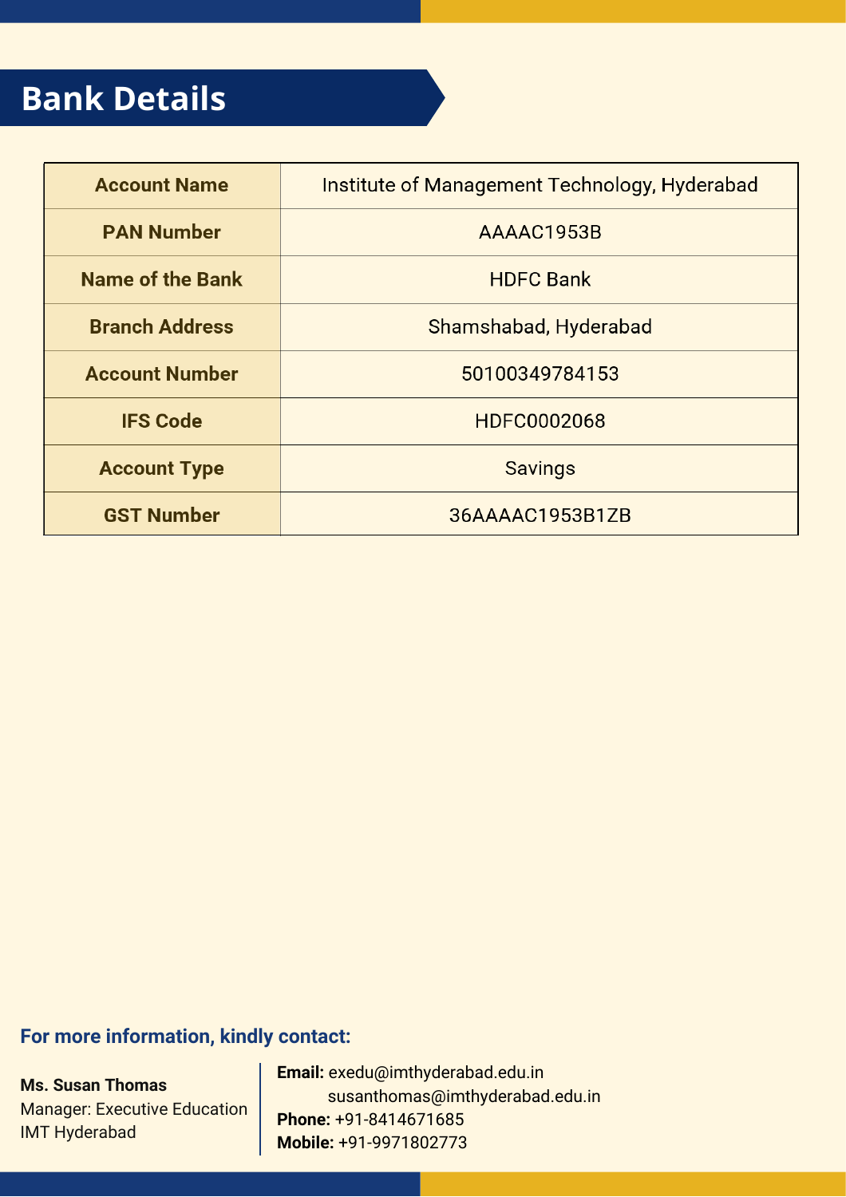# Bank Details

| | |
|---|---|
| **Account Name** | Institute of Management Technology, Hyderabad |
| **PAN Number** | AAAAC1953B |
| **Name of the Bank** | HDFC Bank |
| **Branch Address** | Shamshabad, Hyderabad |
| **Account Number** | 50100349784153 |
| **IFS Code** | HDFC0002068 |
| **Account Type** | Savings |
| **GST Number** | 36AAAAC1953B1ZB |

**For more information, kindly contact:**

**Ms. Susan Thomas**
Manager: Executive Education
IMT Hyderabad

**Email:** exedu@imthyderabad.edu.in
susanthomas@imthyderabad.edu.in
**Phone:** +91-8414671685
**Mobile:** +91-9971802773